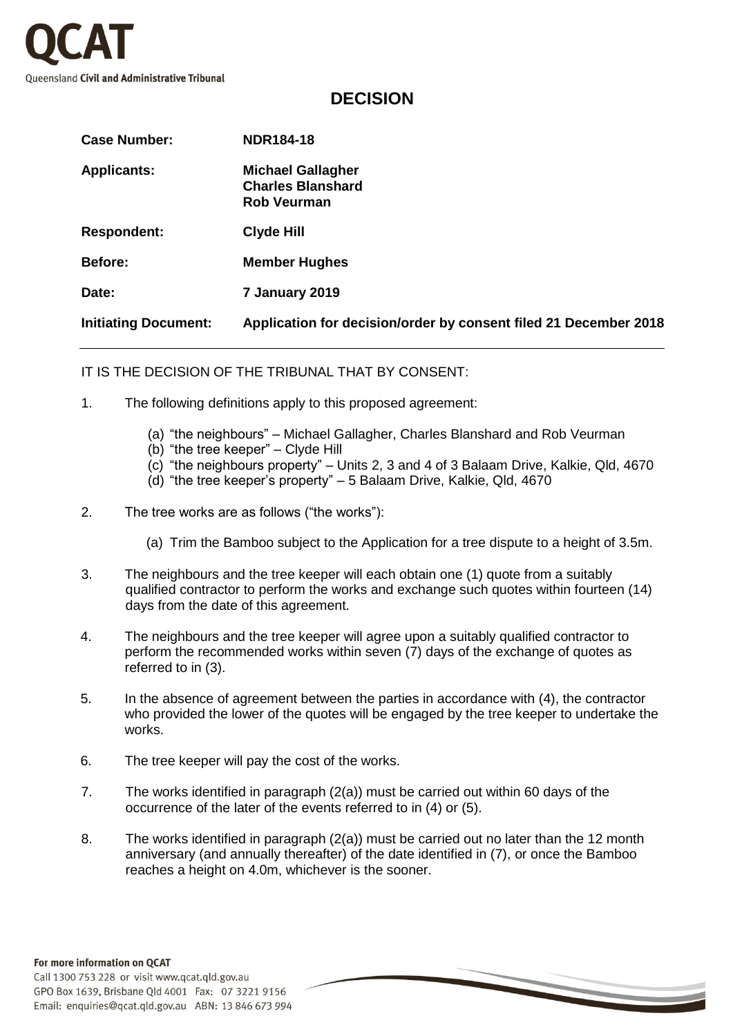QCAT

Queensland Civil and Administrative Tribunal

# DECISION

| | |
|---|---|
| **Case Number:** | **NDR184-18** |
| **Applicants:** | **Michael Gallagher**<br>**Charles Blanshard**<br>**Rob Veurman** |
| **Respondent:** | **Clyde Hill** |
| **Before:** | **Member Hughes** |
| **Date:** | **7 January 2019** |
| **Initiating Document:** | **Application for decision/order by consent filed 21 December 2018** |

IT IS THE DECISION OF THE TRIBUNAL THAT BY CONSENT:

1. The following definitions apply to this proposed agreement:

   (a) "the neighbours" – Michael Gallagher, Charles Blanshard and Rob Veurman
   (b) "the tree keeper" – Clyde Hill
   (c) "the neighbours property" – Units 2, 3 and 4 of 3 Balaam Drive, Kalkie, Qld, 4670
   (d) "the tree keeper's property" – 5 Balaam Drive, Kalkie, Qld, 4670

2. The tree works are as follows ("the works"):

   (a) Trim the Bamboo subject to the Application for a tree dispute to a height of 3.5m.

3. The neighbours and the tree keeper will each obtain one (1) quote from a suitably qualified contractor to perform the works and exchange such quotes within fourteen (14) days from the date of this agreement.

4. The neighbours and the tree keeper will agree upon a suitably qualified contractor to perform the recommended works within seven (7) days of the exchange of quotes as referred to in (3).

5. In the absence of agreement between the parties in accordance with (4), the contractor who provided the lower of the quotes will be engaged by the tree keeper to undertake the works.

6. The tree keeper will pay the cost of the works.

7. The works identified in paragraph (2(a)) must be carried out within 60 days of the occurrence of the later of the events referred to in (4) or (5).

8. The works identified in paragraph (2(a)) must be carried out no later than the 12 month anniversary (and annually thereafter) of the date identified in (7), or once the Bamboo reaches a height on 4.0m, whichever is the sooner.

**For more information on QCAT**

Call 1300 753 228 or visit www.qcat.qld.gov.au
GPO Box 1639, Brisbane Qld 4001 Fax: 07 3221 9156
Email: enquiries@qcat.qld.gov.au ABN: 13 846 673 994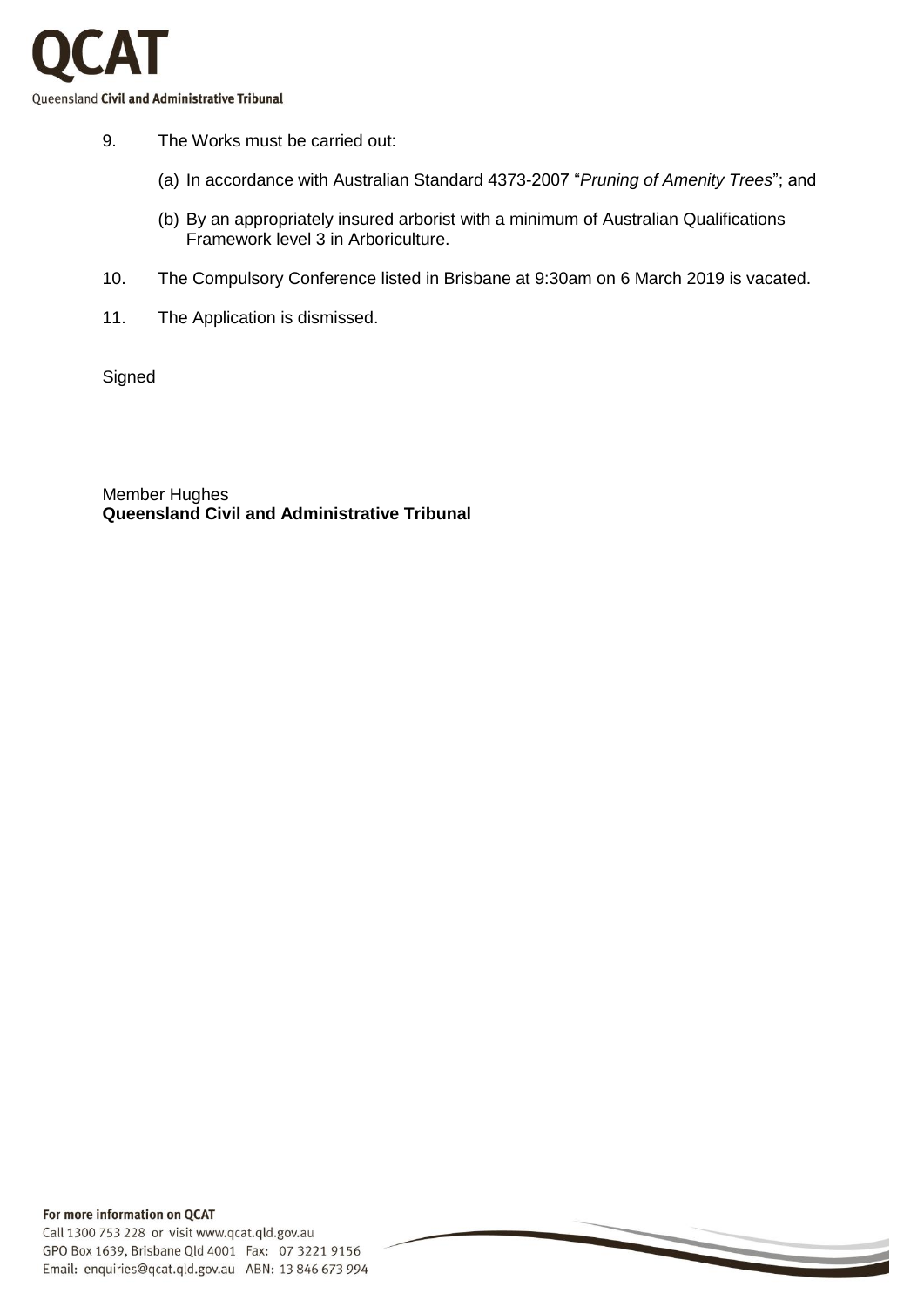9. The Works must be carried out:

   (a) In accordance with Australian Standard 4373-2007 "*Pruning of Amenity Trees*"; and

   (b) By an appropriately insured arborist with a minimum of Australian Qualifications Framework level 3 in Arboriculture.

10. The Compulsory Conference listed in Brisbane at 9:30am on 6 March 2019 is vacated.

11. The Application is dismissed.

Signed

Member Hughes
**Queensland Civil and Administrative Tribunal**